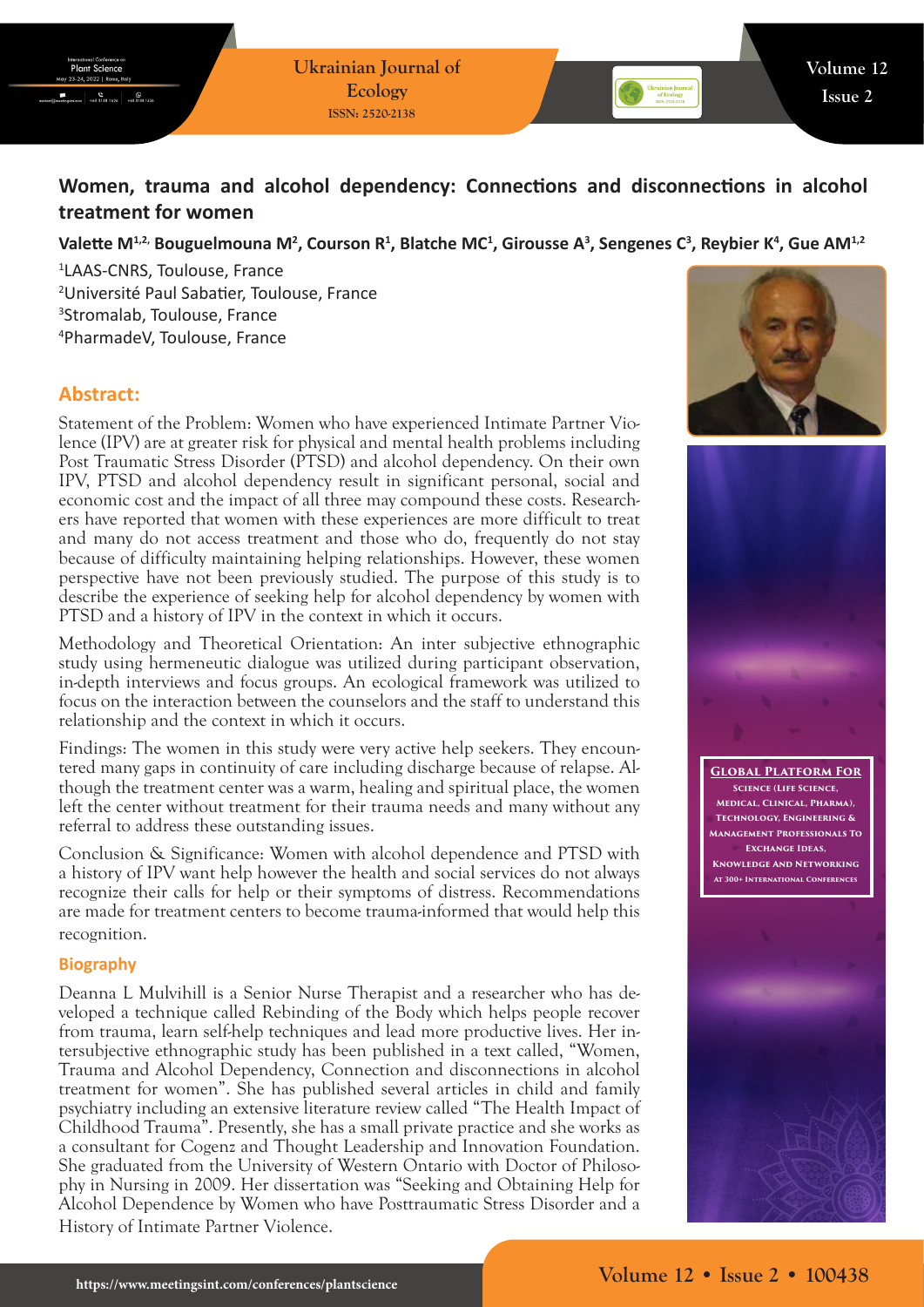# Women, trauma and alcohol dependency: Connections and disconnections in alcohol treatment for women

**Valette M[1,2], Bouguelmouna M[2], Courson R[1], Blatche MC[1], Girousse A[3], Sengenes C[3], Reybier K[4], Gue AM[1,2]**

[1]LAAS-CNRS, Toulouse, France
[2]Université Paul Sabatier, Toulouse, France
[3]Stromalab, Toulouse, France
[4]PharmadeV, Toulouse, France

## Abstract:

Statement of the Problem: Women who have experienced Intimate Partner Violence (IPV) are at greater risk for physical and mental health problems including Post Traumatic Stress Disorder (PTSD) and alcohol dependency. On their own IPV, PTSD and alcohol dependency result in significant personal, social and economic cost and the impact of all three may compound these costs. Researchers have reported that women with these experiences are more difficult to treat and many do not access treatment and those who do, frequently do not stay because of difficulty maintaining helping relationships. However, these women perspective have not been previously studied. The purpose of this study is to describe the experience of seeking help for alcohol dependency by women with PTSD and a history of IPV in the context in which it occurs.

Methodology and Theoretical Orientation: An inter subjective ethnographic study using hermeneutic dialogue was utilized during participant observation, in-depth interviews and focus groups. An ecological framework was utilized to focus on the interaction between the counselors and the staff to understand this relationship and the context in which it occurs.

Findings: The women in this study were very active help seekers. They encountered many gaps in continuity of care including discharge because of relapse. Although the treatment center was a warm, healing and spiritual place, the women left the center without treatment for their trauma needs and many without any referral to address these outstanding issues.

Conclusion & Significance: Women with alcohol dependence and PTSD with a history of IPV want help however the health and social services do not always recognize their calls for help or their symptoms of distress. Recommendations are made for treatment centers to become trauma-informed that would help this recognition.

### Biography

Deanna L Mulvihill is a Senior Nurse Therapist and a researcher who has developed a technique called Rebinding of the Body which helps people recover from trauma, learn self-help techniques and lead more productive lives. Her intersubjective ethnographic study has been published in a text called, "Women, Trauma and Alcohol Dependency, Connection and disconnections in alcohol treatment for women". She has published several articles in child and family psychiatry including an extensive literature review called "The Health Impact of Childhood Trauma". Presently, she has a small private practice and she works as a consultant for Cogenz and Thought Leadership and Innovation Foundation. She graduated from the University of Western Ontario with Doctor of Philosophy in Nursing in 2009. Her dissertation was "Seeking and Obtaining Help for Alcohol Dependence by Women who have Posttraumatic Stress Disorder and a History of Intimate Partner Violence.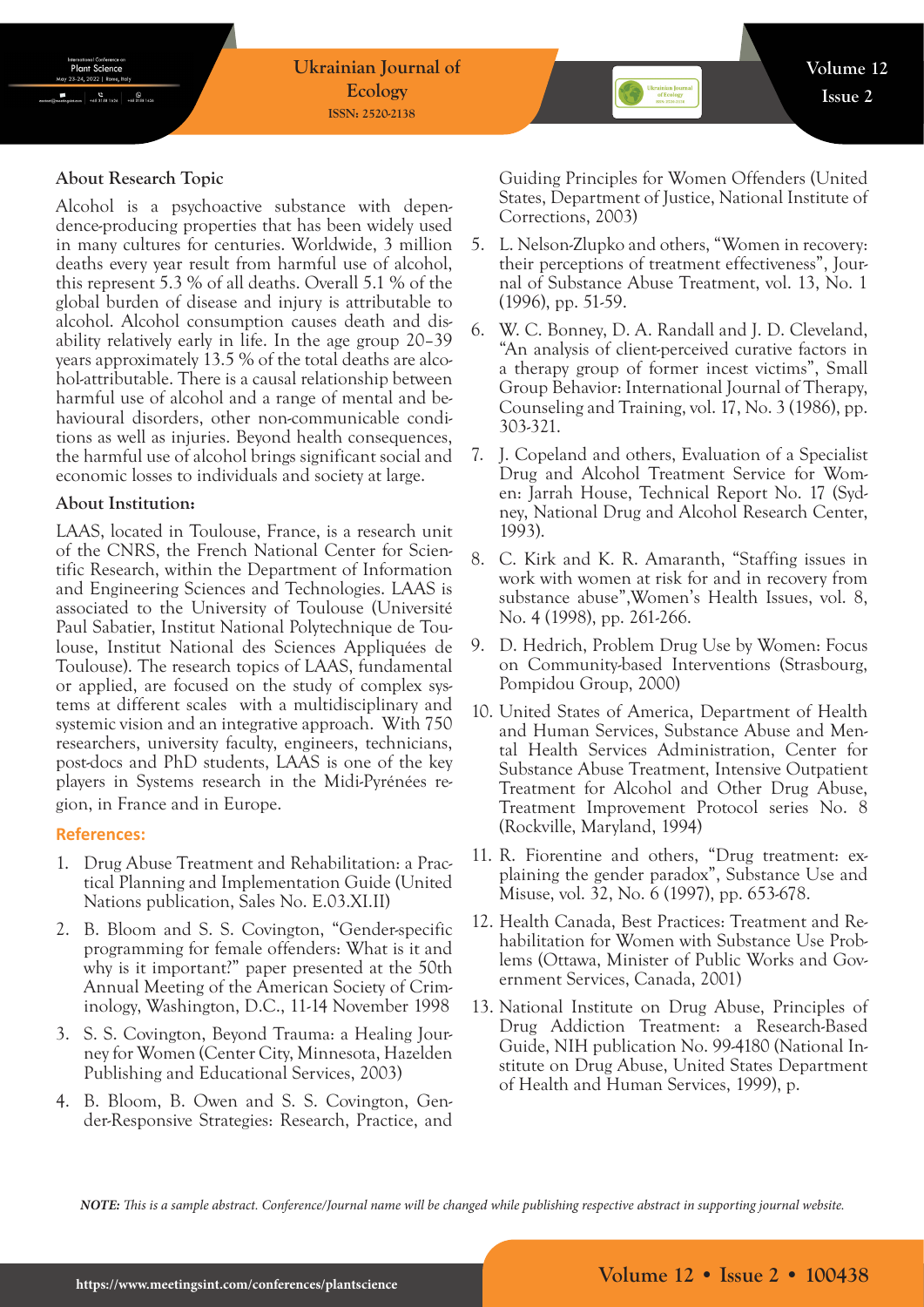### About Research Topic

Alcohol is a psychoactive substance with dependence-producing properties that has been widely used in many cultures for centuries. Worldwide, 3 million deaths every year result from harmful use of alcohol, this represent 5.3 % of all deaths. Overall 5.1 % of the global burden of disease and injury is attributable to alcohol. Alcohol consumption causes death and disability relatively early in life. In the age group 20–39 years approximately 13.5 % of the total deaths are alcohol-attributable. There is a causal relationship between harmful use of alcohol and a range of mental and behavioural disorders, other non-communicable conditions as well as injuries. Beyond health consequences, the harmful use of alcohol brings significant social and economic losses to individuals and society at large.

### About Institution:

LAAS, located in Toulouse, France, is a research unit of the CNRS, the French National Center for Scientific Research, within the Department of Information and Engineering Sciences and Technologies. LAAS is associated to the University of Toulouse (Université Paul Sabatier, Institut National Polytechnique de Toulouse, Institut National des Sciences Appliquées de Toulouse). The research topics of LAAS, fundamental or applied, are focused on the study of complex systems at different scales with a multidisciplinary and systemic vision and an integrative approach. With 750 researchers, university faculty, engineers, technicians, post-docs and PhD students, LAAS is one of the key players in Systems research in the Midi-Pyrénées region, in France and in Europe.

### References:

1. Drug Abuse Treatment and Rehabilitation: a Practical Planning and Implementation Guide (United Nations publication, Sales No. E.03.XI.II)
2. B. Bloom and S. S. Covington, "Gender-specific programming for female offenders: What is it and why is it important?" paper presented at the 50th Annual Meeting of the American Society of Criminology, Washington, D.C., 11-14 November 1998
3. S. S. Covington, Beyond Trauma: a Healing Journey for Women (Center City, Minnesota, Hazelden Publishing and Educational Services, 2003)
4. B. Bloom, B. Owen and S. S. Covington, Gender-Responsive Strategies: Research, Practice, and Guiding Principles for Women Offenders (United States, Department of Justice, National Institute of Corrections, 2003)
5. L. Nelson-Zlupko and others, "Women in recovery: their perceptions of treatment effectiveness", Journal of Substance Abuse Treatment, vol. 13, No. 1 (1996), pp. 51-59.
6. W. C. Bonney, D. A. Randall and J. D. Cleveland, "An analysis of client-perceived curative factors in a therapy group of former incest victims", Small Group Behavior: International Journal of Therapy, Counseling and Training, vol. 17, No. 3 (1986), pp. 303-321.
7. J. Copeland and others, Evaluation of a Specialist Drug and Alcohol Treatment Service for Women: Jarrah House, Technical Report No. 17 (Sydney, National Drug and Alcohol Research Center, 1993).
8. C. Kirk and K. R. Amaranth, "Staffing issues in work with women at risk for and in recovery from substance abuse",Women's Health Issues, vol. 8, No. 4 (1998), pp. 261-266.
9. D. Hedrich, Problem Drug Use by Women: Focus on Community-based Interventions (Strasbourg, Pompidou Group, 2000)
10. United States of America, Department of Health and Human Services, Substance Abuse and Mental Health Services Administration, Center for Substance Abuse Treatment, Intensive Outpatient Treatment for Alcohol and Other Drug Abuse, Treatment Improvement Protocol series No. 8 (Rockville, Maryland, 1994)
11. R. Fiorentine and others, "Drug treatment: explaining the gender paradox", Substance Use and Misuse, vol. 32, No. 6 (1997), pp. 653-678.
12. Health Canada, Best Practices: Treatment and Rehabilitation for Women with Substance Use Problems (Ottawa, Minister of Public Works and Government Services, Canada, 2001)
13. National Institute on Drug Abuse, Principles of Drug Addiction Treatment: a Research-Based Guide, NIH publication No. 99-4180 (National Institute on Drug Abuse, United States Department of Health and Human Services, 1999), p.

***NOTE:*** *This is a sample abstract. Conference/Journal name will be changed while publishing respective abstract in supporting journal website.*